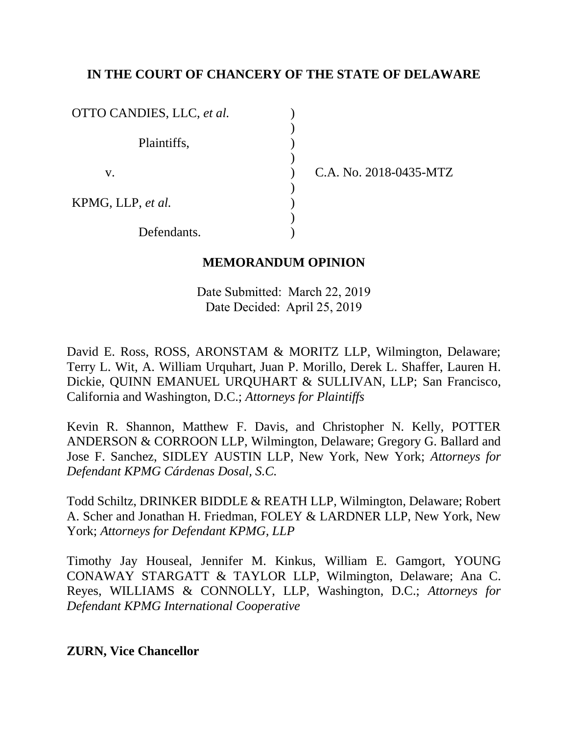**IN THE COURT OF CHANCERY OF THE STATE OF DELAWARE**

| | | |
|---|---|---|
| OTTO CANDIES, LLC, *et al.* | ) | |
| | ) | |
| Plaintiffs, | ) | |
| | ) | |
| v. | ) | C.A. No. 2018-0435-MTZ |
| | ) | |
| KPMG, LLP, *et al.* | ) | |
| | ) | |
| Defendants. | ) | |

**MEMORANDUM OPINION**

Date Submitted: March 22, 2019
Date Decided: April 25, 2019

David E. Ross, ROSS, ARONSTAM & MORITZ LLP, Wilmington, Delaware; Terry L. Wit, A. William Urquhart, Juan P. Morillo, Derek L. Shaffer, Lauren H. Dickie, QUINN EMANUEL URQUHART & SULLIVAN, LLP; San Francisco, California and Washington, D.C.; *Attorneys for Plaintiffs*

Kevin R. Shannon, Matthew F. Davis, and Christopher N. Kelly, POTTER ANDERSON & CORROON LLP, Wilmington, Delaware; Gregory G. Ballard and Jose F. Sanchez, SIDLEY AUSTIN LLP, New York, New York; *Attorneys for Defendant KPMG Cárdenas Dosal, S.C.*

Todd Schiltz, DRINKER BIDDLE & REATH LLP, Wilmington, Delaware; Robert A. Scher and Jonathan H. Friedman, FOLEY & LARDNER LLP, New York, New York; *Attorneys for Defendant KPMG, LLP*

Timothy Jay Houseal, Jennifer M. Kinkus, William E. Gamgort, YOUNG CONAWAY STARGATT & TAYLOR LLP, Wilmington, Delaware; Ana C. Reyes, WILLIAMS & CONNOLLY, LLP, Washington, D.C.; *Attorneys for Defendant KPMG International Cooperative*

**ZURN, Vice Chancellor**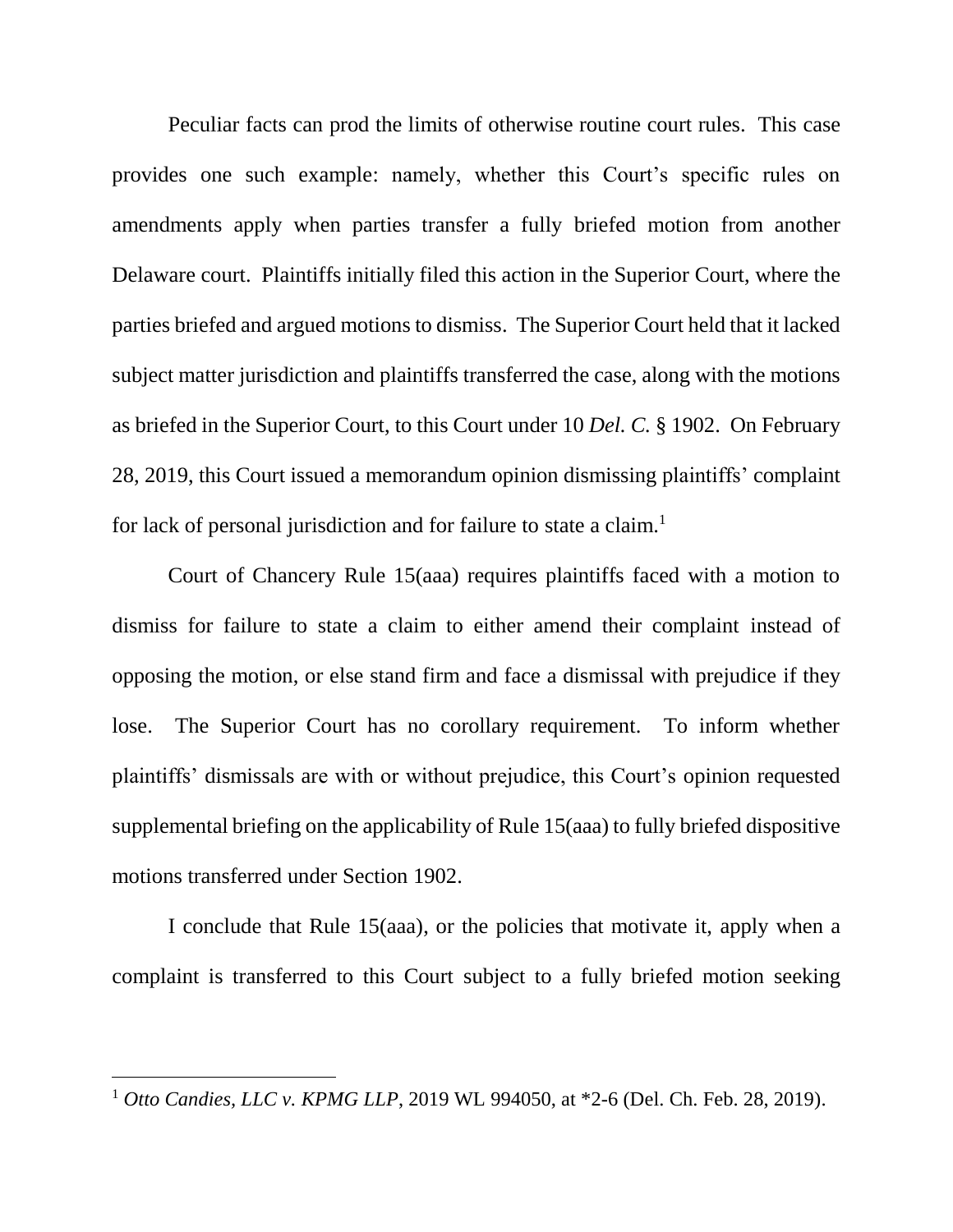Peculiar facts can prod the limits of otherwise routine court rules. This case provides one such example: namely, whether this Court's specific rules on amendments apply when parties transfer a fully briefed motion from another Delaware court. Plaintiffs initially filed this action in the Superior Court, where the parties briefed and argued motions to dismiss. The Superior Court held that it lacked subject matter jurisdiction and plaintiffs transferred the case, along with the motions as briefed in the Superior Court, to this Court under 10 *Del. C.* § 1902. On February 28, 2019, this Court issued a memorandum opinion dismissing plaintiffs' complaint for lack of personal jurisdiction and for failure to state a claim.[1]

Court of Chancery Rule 15(aaa) requires plaintiffs faced with a motion to dismiss for failure to state a claim to either amend their complaint instead of opposing the motion, or else stand firm and face a dismissal with prejudice if they lose. The Superior Court has no corollary requirement. To inform whether plaintiffs' dismissals are with or without prejudice, this Court's opinion requested supplemental briefing on the applicability of Rule 15(aaa) to fully briefed dispositive motions transferred under Section 1902.

I conclude that Rule 15(aaa), or the policies that motivate it, apply when a complaint is transferred to this Court subject to a fully briefed motion seeking

---

[1] *Otto Candies, LLC v. KPMG LLP*, 2019 WL 994050, at *2-6 (Del. Ch. Feb. 28, 2019).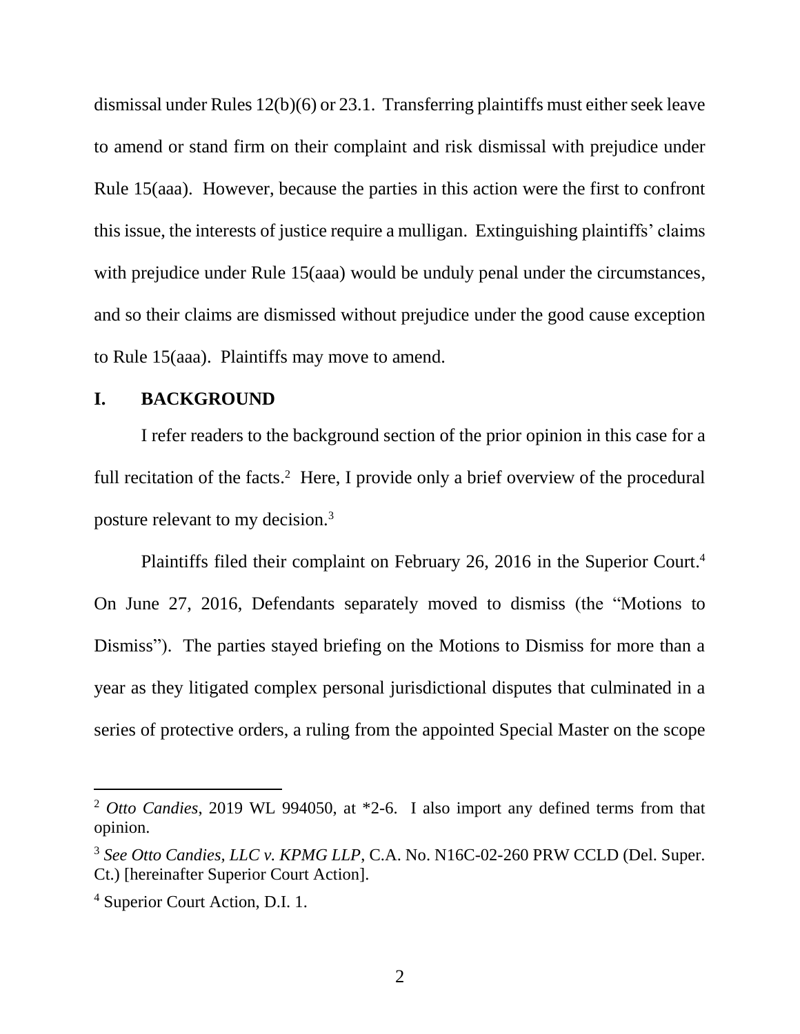dismissal under Rules 12(b)(6) or 23.1. Transferring plaintiffs must either seek leave to amend or stand firm on their complaint and risk dismissal with prejudice under Rule 15(aaa). However, because the parties in this action were the first to confront this issue, the interests of justice require a mulligan. Extinguishing plaintiffs' claims with prejudice under Rule 15(aaa) would be unduly penal under the circumstances, and so their claims are dismissed without prejudice under the good cause exception to Rule 15(aaa). Plaintiffs may move to amend.

## I. BACKGROUND

I refer readers to the background section of the prior opinion in this case for a full recitation of the facts.[2] Here, I provide only a brief overview of the procedural posture relevant to my decision.[3]

Plaintiffs filed their complaint on February 26, 2016 in the Superior Court.[4] On June 27, 2016, Defendants separately moved to dismiss (the "Motions to Dismiss"). The parties stayed briefing on the Motions to Dismiss for more than a year as they litigated complex personal jurisdictional disputes that culminated in a series of protective orders, a ruling from the appointed Special Master on the scope

---

[2] *Otto Candies*, 2019 WL 994050, at *2-6. I also import any defined terms from that opinion.

[3] *See Otto Candies, LLC v. KPMG LLP*, C.A. No. N16C-02-260 PRW CCLD (Del. Super. Ct.) [hereinafter Superior Court Action].

[4] Superior Court Action, D.I. 1.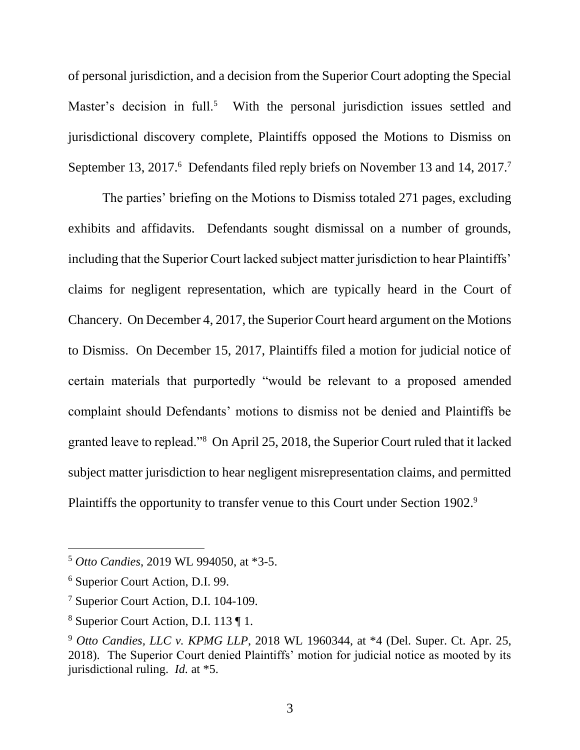of personal jurisdiction, and a decision from the Superior Court adopting the Special Master's decision in full.[5] With the personal jurisdiction issues settled and jurisdictional discovery complete, Plaintiffs opposed the Motions to Dismiss on September 13, 2017.[6] Defendants filed reply briefs on November 13 and 14, 2017.[7]

The parties' briefing on the Motions to Dismiss totaled 271 pages, excluding exhibits and affidavits. Defendants sought dismissal on a number of grounds, including that the Superior Court lacked subject matter jurisdiction to hear Plaintiffs' claims for negligent representation, which are typically heard in the Court of Chancery. On December 4, 2017, the Superior Court heard argument on the Motions to Dismiss. On December 15, 2017, Plaintiffs filed a motion for judicial notice of certain materials that purportedly "would be relevant to a proposed amended complaint should Defendants' motions to dismiss not be denied and Plaintiffs be granted leave to replead."[8] On April 25, 2018, the Superior Court ruled that it lacked subject matter jurisdiction to hear negligent misrepresentation claims, and permitted Plaintiffs the opportunity to transfer venue to this Court under Section 1902.[9]

---

[5] *Otto Candies*, 2019 WL 994050, at *3-5.

[6] Superior Court Action, D.I. 99.

[7] Superior Court Action, D.I. 104-109.

[8] Superior Court Action, D.I. 113 ¶ 1.

[9] *Otto Candies, LLC v. KPMG LLP*, 2018 WL 1960344, at *4 (Del. Super. Ct. Apr. 25, 2018). The Superior Court denied Plaintiffs' motion for judicial notice as mooted by its jurisdictional ruling. *Id.* at *5.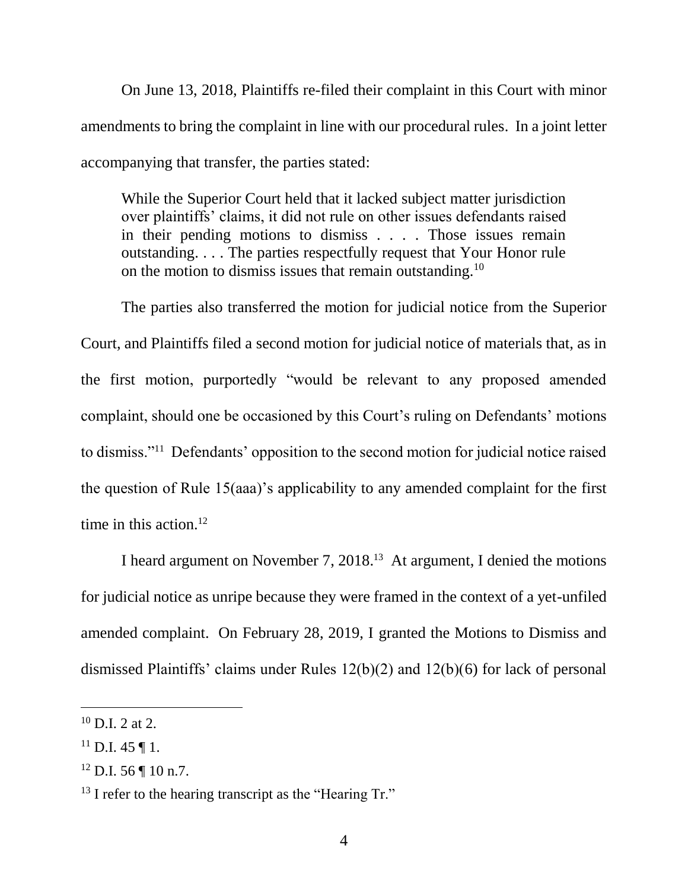On June 13, 2018, Plaintiffs re-filed their complaint in this Court with minor amendments to bring the complaint in line with our procedural rules. In a joint letter accompanying that transfer, the parties stated:

> While the Superior Court held that it lacked subject matter jurisdiction over plaintiffs' claims, it did not rule on other issues defendants raised in their pending motions to dismiss . . . . Those issues remain outstanding. . . . The parties respectfully request that Your Honor rule on the motion to dismiss issues that remain outstanding.[10]

The parties also transferred the motion for judicial notice from the Superior Court, and Plaintiffs filed a second motion for judicial notice of materials that, as in the first motion, purportedly "would be relevant to any proposed amended complaint, should one be occasioned by this Court's ruling on Defendants' motions to dismiss."[11] Defendants' opposition to the second motion for judicial notice raised the question of Rule 15(aaa)'s applicability to any amended complaint for the first time in this action.[12]

I heard argument on November 7, 2018.[13] At argument, I denied the motions for judicial notice as unripe because they were framed in the context of a yet-unfiled amended complaint. On February 28, 2019, I granted the Motions to Dismiss and dismissed Plaintiffs' claims under Rules 12(b)(2) and 12(b)(6) for lack of personal

---

[10] D.I. 2 at 2.

[11] D.I. 45 ¶ 1.

[12] D.I. 56 ¶ 10 n.7.

[13] I refer to the hearing transcript as the "Hearing Tr."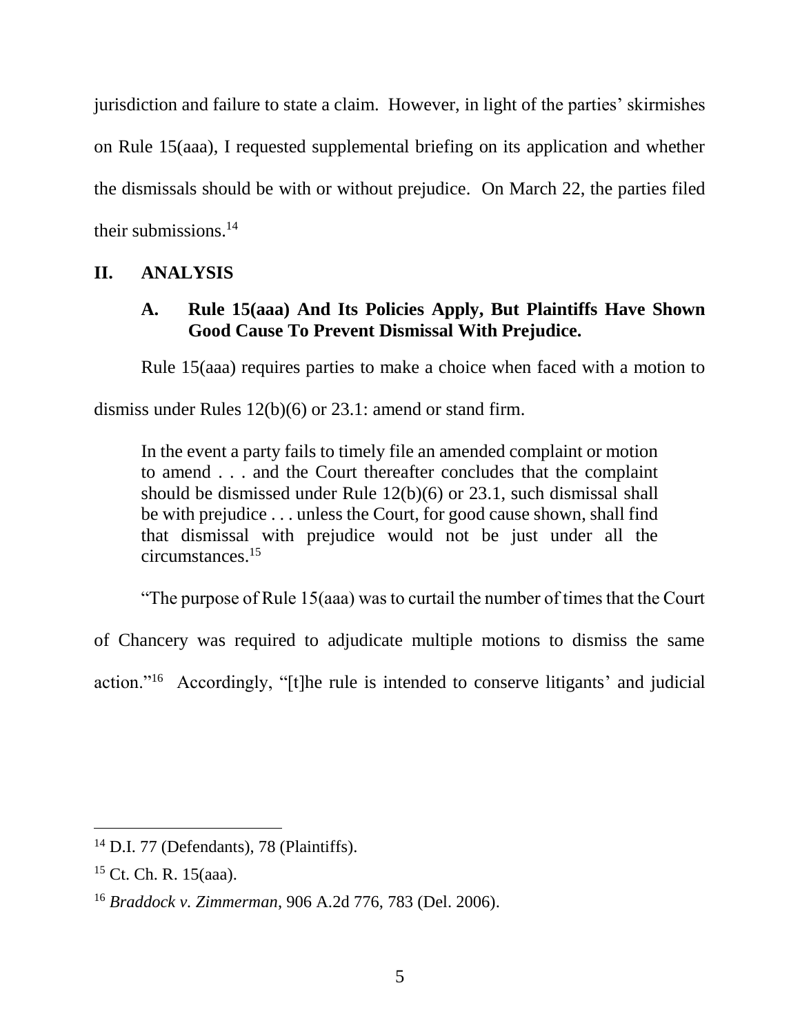jurisdiction and failure to state a claim. However, in light of the parties' skirmishes on Rule 15(aaa), I requested supplemental briefing on its application and whether the dismissals should be with or without prejudice. On March 22, the parties filed their submissions.[14]

## II. ANALYSIS

### A. Rule 15(aaa) And Its Policies Apply, But Plaintiffs Have Shown Good Cause To Prevent Dismissal With Prejudice.

Rule 15(aaa) requires parties to make a choice when faced with a motion to dismiss under Rules 12(b)(6) or 23.1: amend or stand firm.

> In the event a party fails to timely file an amended complaint or motion to amend . . . and the Court thereafter concludes that the complaint should be dismissed under Rule 12(b)(6) or 23.1, such dismissal shall be with prejudice . . . unless the Court, for good cause shown, shall find that dismissal with prejudice would not be just under all the circumstances.[15]

"The purpose of Rule 15(aaa) was to curtail the number of times that the Court of Chancery was required to adjudicate multiple motions to dismiss the same action."[16] Accordingly, "[t]he rule is intended to conserve litigants' and judicial

---

[14] D.I. 77 (Defendants), 78 (Plaintiffs).

[15] Ct. Ch. R. 15(aaa).

[16] *Braddock v. Zimmerman*, 906 A.2d 776, 783 (Del. 2006).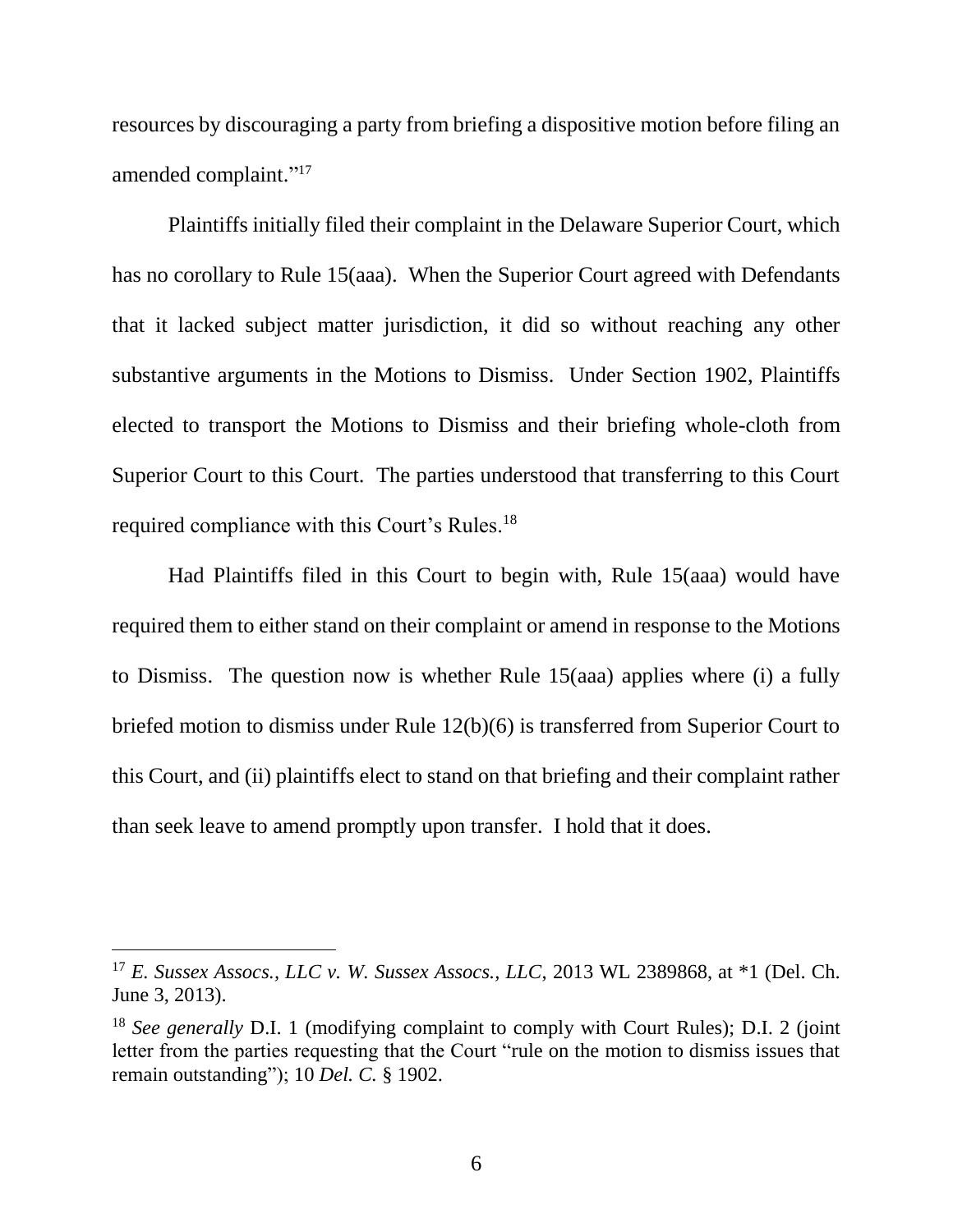resources by discouraging a party from briefing a dispositive motion before filing an amended complaint."[17]

Plaintiffs initially filed their complaint in the Delaware Superior Court, which has no corollary to Rule 15(aaa). When the Superior Court agreed with Defendants that it lacked subject matter jurisdiction, it did so without reaching any other substantive arguments in the Motions to Dismiss. Under Section 1902, Plaintiffs elected to transport the Motions to Dismiss and their briefing whole-cloth from Superior Court to this Court. The parties understood that transferring to this Court required compliance with this Court's Rules.[18]

Had Plaintiffs filed in this Court to begin with, Rule 15(aaa) would have required them to either stand on their complaint or amend in response to the Motions to Dismiss. The question now is whether Rule 15(aaa) applies where (i) a fully briefed motion to dismiss under Rule 12(b)(6) is transferred from Superior Court to this Court, and (ii) plaintiffs elect to stand on that briefing and their complaint rather than seek leave to amend promptly upon transfer. I hold that it does.

---

[17] *E. Sussex Assocs., LLC v. W. Sussex Assocs., LLC*, 2013 WL 2389868, at *1 (Del. Ch. June 3, 2013).

[18] *See generally* D.I. 1 (modifying complaint to comply with Court Rules); D.I. 2 (joint letter from the parties requesting that the Court "rule on the motion to dismiss issues that remain outstanding"); 10 *Del. C.* § 1902.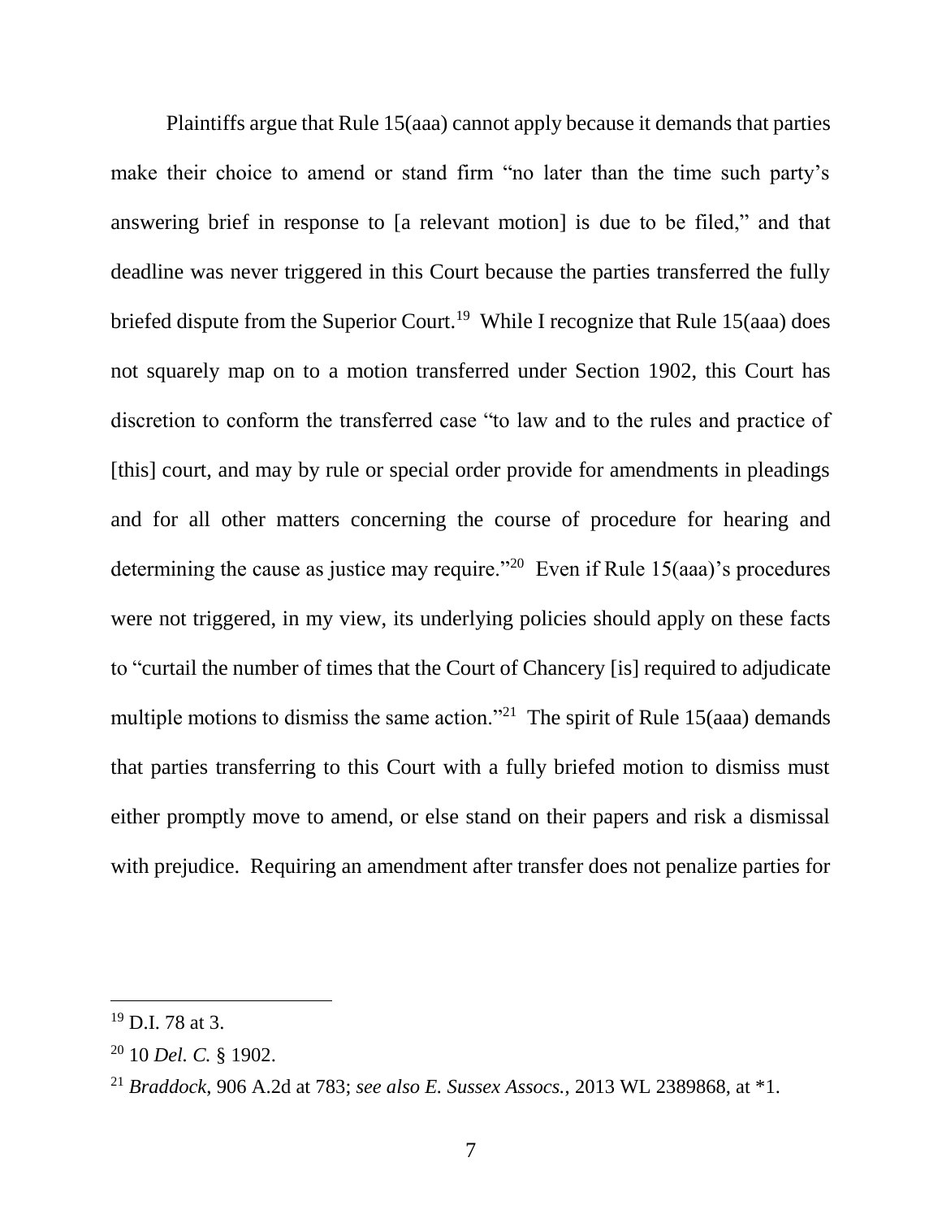Plaintiffs argue that Rule 15(aaa) cannot apply because it demands that parties make their choice to amend or stand firm "no later than the time such party's answering brief in response to [a relevant motion] is due to be filed," and that deadline was never triggered in this Court because the parties transferred the fully briefed dispute from the Superior Court.[19] While I recognize that Rule 15(aaa) does not squarely map on to a motion transferred under Section 1902, this Court has discretion to conform the transferred case "to law and to the rules and practice of [this] court, and may by rule or special order provide for amendments in pleadings and for all other matters concerning the course of procedure for hearing and determining the cause as justice may require."[20] Even if Rule 15(aaa)'s procedures were not triggered, in my view, its underlying policies should apply on these facts to "curtail the number of times that the Court of Chancery [is] required to adjudicate multiple motions to dismiss the same action."[21] The spirit of Rule 15(aaa) demands that parties transferring to this Court with a fully briefed motion to dismiss must either promptly move to amend, or else stand on their papers and risk a dismissal with prejudice. Requiring an amendment after transfer does not penalize parties for

---

[19] D.I. 78 at 3.

[20] 10 *Del. C.* § 1902.

[21] *Braddock*, 906 A.2d at 783; *see also E. Sussex Assocs.*, 2013 WL 2389868, at *1.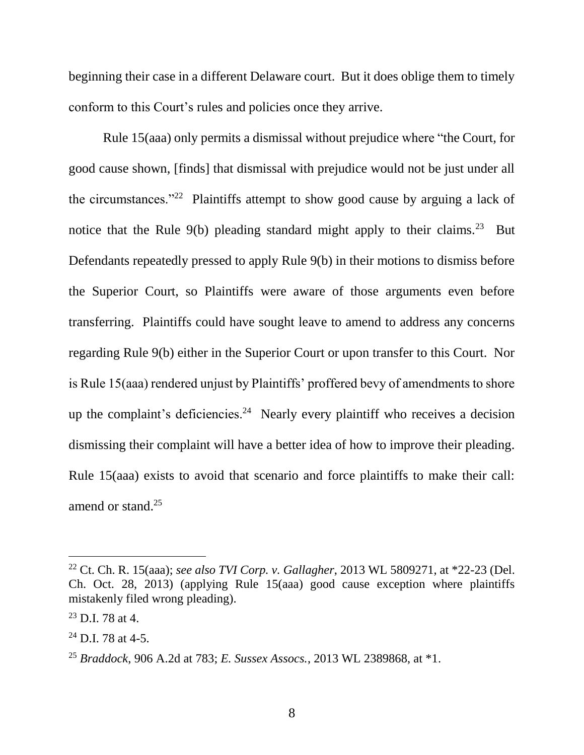beginning their case in a different Delaware court. But it does oblige them to timely conform to this Court's rules and policies once they arrive.

Rule 15(aaa) only permits a dismissal without prejudice where "the Court, for good cause shown, [finds] that dismissal with prejudice would not be just under all the circumstances."[22] Plaintiffs attempt to show good cause by arguing a lack of notice that the Rule 9(b) pleading standard might apply to their claims.[23] But Defendants repeatedly pressed to apply Rule 9(b) in their motions to dismiss before the Superior Court, so Plaintiffs were aware of those arguments even before transferring. Plaintiffs could have sought leave to amend to address any concerns regarding Rule 9(b) either in the Superior Court or upon transfer to this Court. Nor is Rule 15(aaa) rendered unjust by Plaintiffs' proffered bevy of amendments to shore up the complaint's deficiencies.[24] Nearly every plaintiff who receives a decision dismissing their complaint will have a better idea of how to improve their pleading. Rule 15(aaa) exists to avoid that scenario and force plaintiffs to make their call: amend or stand.[25]

---

[22] Ct. Ch. R. 15(aaa); *see also TVI Corp. v. Gallagher*, 2013 WL 5809271, at *22-23 (Del. Ch. Oct. 28, 2013) (applying Rule 15(aaa) good cause exception where plaintiffs mistakenly filed wrong pleading).

[23] D.I. 78 at 4.

[24] D.I. 78 at 4-5.

[25] *Braddock*, 906 A.2d at 783; *E. Sussex Assocs.*, 2013 WL 2389868, at *1.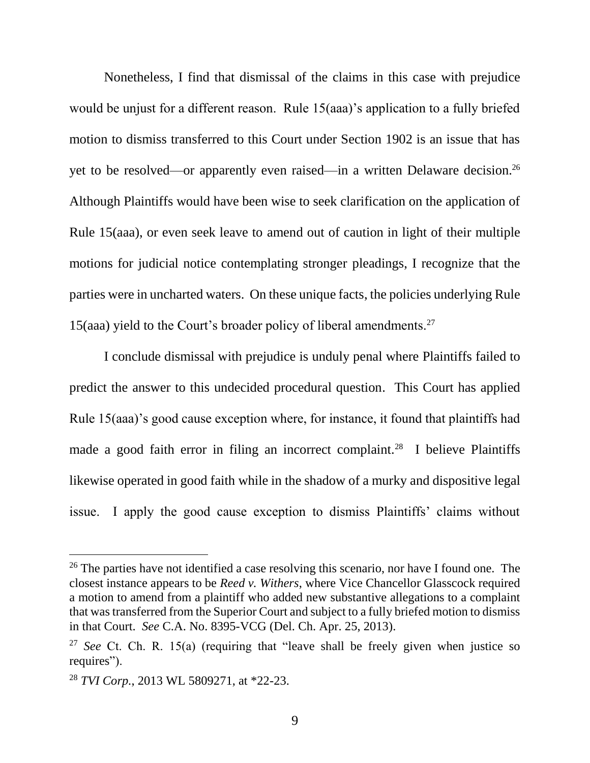Nonetheless, I find that dismissal of the claims in this case with prejudice would be unjust for a different reason. Rule 15(aaa)'s application to a fully briefed motion to dismiss transferred to this Court under Section 1902 is an issue that has yet to be resolved—or apparently even raised—in a written Delaware decision.[26] Although Plaintiffs would have been wise to seek clarification on the application of Rule 15(aaa), or even seek leave to amend out of caution in light of their multiple motions for judicial notice contemplating stronger pleadings, I recognize that the parties were in uncharted waters. On these unique facts, the policies underlying Rule 15(aaa) yield to the Court's broader policy of liberal amendments.[27]

I conclude dismissal with prejudice is unduly penal where Plaintiffs failed to predict the answer to this undecided procedural question. This Court has applied Rule 15(aaa)'s good cause exception where, for instance, it found that plaintiffs had made a good faith error in filing an incorrect complaint.[28] I believe Plaintiffs likewise operated in good faith while in the shadow of a murky and dispositive legal issue. I apply the good cause exception to dismiss Plaintiffs' claims without

---

[26] The parties have not identified a case resolving this scenario, nor have I found one. The closest instance appears to be *Reed v. Withers*, where Vice Chancellor Glasscock required a motion to amend from a plaintiff who added new substantive allegations to a complaint that was transferred from the Superior Court and subject to a fully briefed motion to dismiss in that Court. *See* C.A. No. 8395-VCG (Del. Ch. Apr. 25, 2013).

[27] *See* Ct. Ch. R. 15(a) (requiring that "leave shall be freely given when justice so requires").

[28] *TVI Corp.*, 2013 WL 5809271, at *22-23.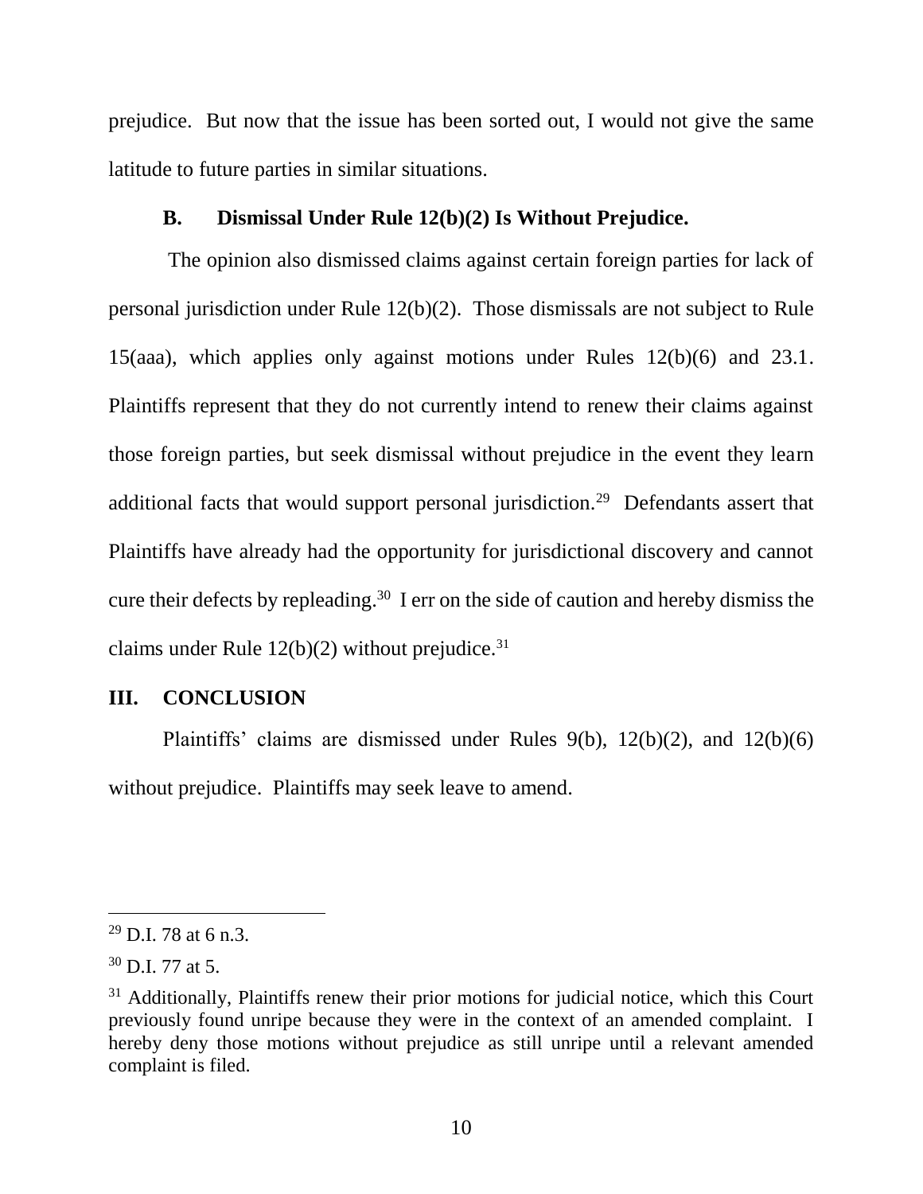prejudice. But now that the issue has been sorted out, I would not give the same latitude to future parties in similar situations.

### B. Dismissal Under Rule 12(b)(2) Is Without Prejudice.

The opinion also dismissed claims against certain foreign parties for lack of personal jurisdiction under Rule 12(b)(2). Those dismissals are not subject to Rule 15(aaa), which applies only against motions under Rules 12(b)(6) and 23.1. Plaintiffs represent that they do not currently intend to renew their claims against those foreign parties, but seek dismissal without prejudice in the event they learn additional facts that would support personal jurisdiction.[29] Defendants assert that Plaintiffs have already had the opportunity for jurisdictional discovery and cannot cure their defects by repleading.[30] I err on the side of caution and hereby dismiss the claims under Rule 12(b)(2) without prejudice.[31]

## III. CONCLUSION

Plaintiffs' claims are dismissed under Rules 9(b), 12(b)(2), and 12(b)(6) without prejudice. Plaintiffs may seek leave to amend.

---

[29] D.I. 78 at 6 n.3.

[30] D.I. 77 at 5.

[31] Additionally, Plaintiffs renew their prior motions for judicial notice, which this Court previously found unripe because they were in the context of an amended complaint. I hereby deny those motions without prejudice as still unripe until a relevant amended complaint is filed.